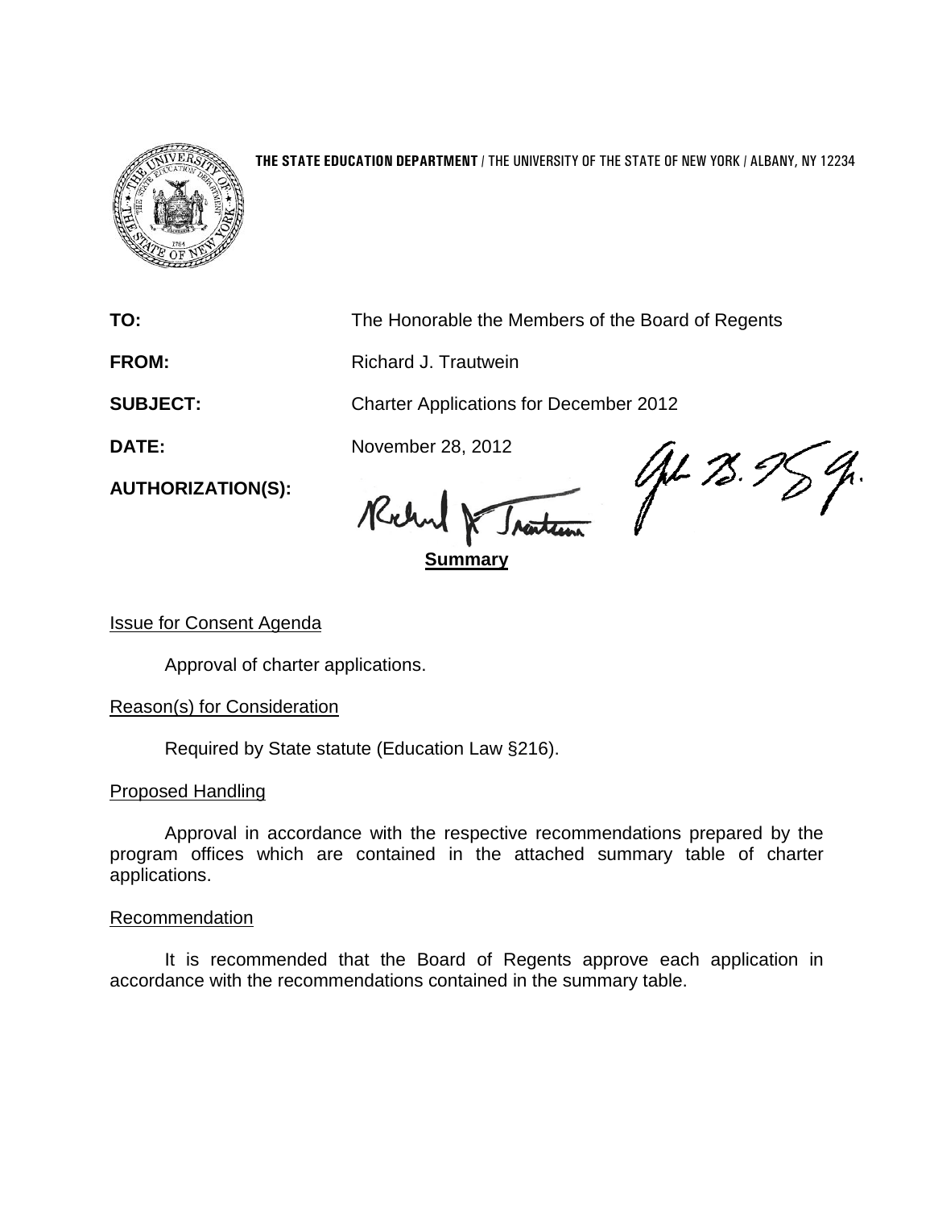**THE STATE EDUCATION DEPARTMENT** / THE UNIVERSITY OF THE STATE OF NEW YORK / ALBANY, NY 12234

**TO:** The Honorable the Members of the Board of Regents

**FROM:** Richard J. Trautwein

**SUBJECT:** Charter Applications for December 2012

**DATE:** November 28, 2012

**AUTHORIZATION(S):**

**Summary**

Issue for Consent Agenda

Approval of charter applications.

Reason(s) for Consideration

Required by State statute (Education Law §216).

Proposed Handling

Approval in accordance with the respective recommendations prepared by the program offices which are contained in the attached summary table of charter applications.

Recommendation

It is recommended that the Board of Regents approve each application in accordance with the recommendations contained in the summary table.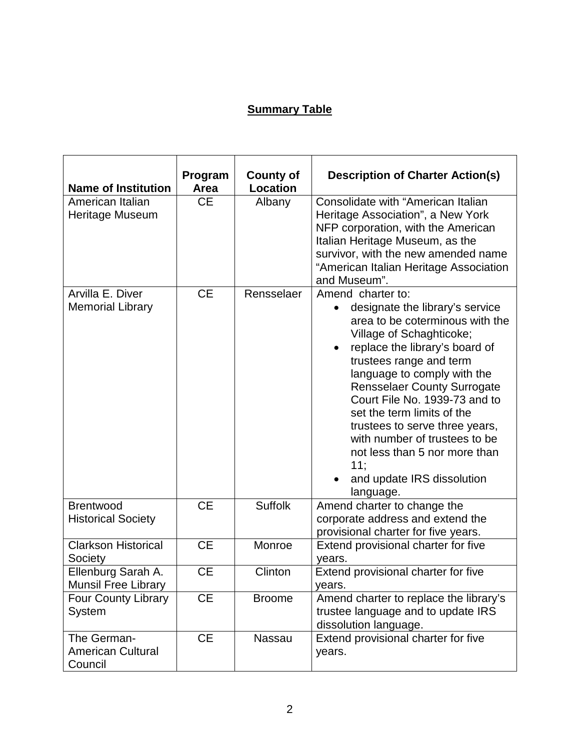## Summary Table

| Name of Institution | Program Area | County of Location | Description of Charter Action(s) |
|---|---|---|---|
| American Italian Heritage Museum | CE | Albany | Consolidate with "American Italian Heritage Association", a New York NFP corporation, with the American Italian Heritage Museum, as the survivor, with the new amended name "American Italian Heritage Association and Museum". |
| Arvilla E. Diver Memorial Library | CE | Rensselaer | Amend charter to:<br>• designate the library's service area to be coterminous with the Village of Schaghticoke;<br>• replace the library's board of trustees range and term language to comply with the Rensselaer County Surrogate Court File No. 1939-73 and to set the term limits of the trustees to serve three years, with number of trustees to be not less than 5 nor more than 11;<br>• and update IRS dissolution language. |
| Brentwood Historical Society | CE | Suffolk | Amend charter to change the corporate address and extend the provisional charter for five years. |
| Clarkson Historical Society | CE | Monroe | Extend provisional charter for five years. |
| Ellenburg Sarah A. Munsil Free Library | CE | Clinton | Extend provisional charter for five years. |
| Four County Library System | CE | Broome | Amend charter to replace the library's trustee language and to update IRS dissolution language. |
| The German-American Cultural Council | CE | Nassau | Extend provisional charter for five years. |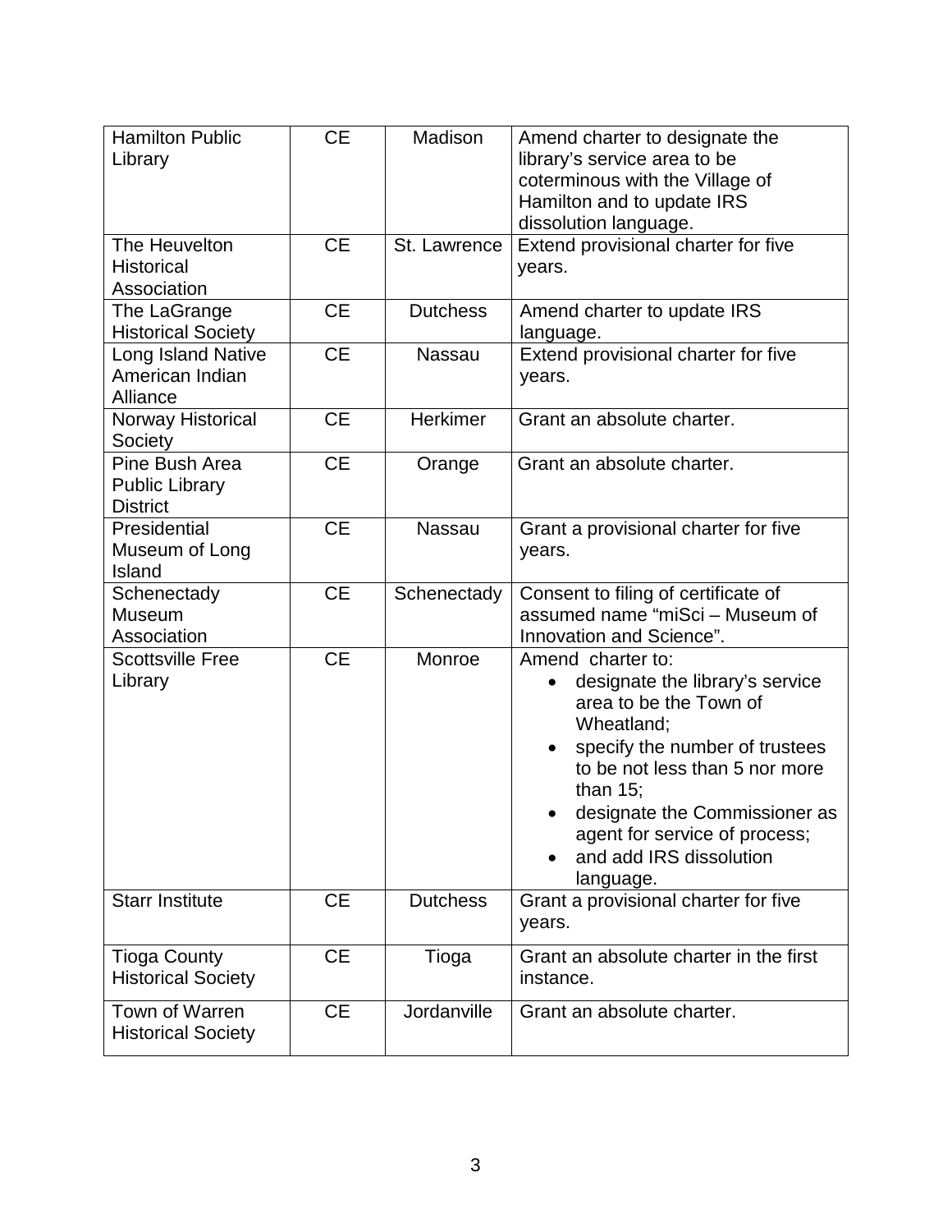| Hamilton Public Library | CE | Madison | Amend charter to designate the library's service area to be coterminous with the Village of Hamilton and to update IRS dissolution language. |
|---|---|---|---|
| The Heuvelton Historical Association | CE | St. Lawrence | Extend provisional charter for five years. |
| The LaGrange Historical Society | CE | Dutchess | Amend charter to update IRS language. |
| Long Island Native American Indian Alliance | CE | Nassau | Extend provisional charter for five years. |
| Norway Historical Society | CE | Herkimer | Grant an absolute charter. |
| Pine Bush Area Public Library District | CE | Orange | Grant an absolute charter. |
| Presidential Museum of Long Island | CE | Nassau | Grant a provisional charter for five years. |
| Schenectady Museum Association | CE | Schenectady | Consent to filing of certificate of assumed name "miSci – Museum of Innovation and Science". |
| Scottsville Free Library | CE | Monroe | Amend charter to:<br>• designate the library's service area to be the Town of Wheatland;<br>• specify the number of trustees to be not less than 5 nor more than 15;<br>• designate the Commissioner as agent for service of process;<br>• and add IRS dissolution language. |
| Starr Institute | CE | Dutchess | Grant a provisional charter for five years. |
| Tioga County Historical Society | CE | Tioga | Grant an absolute charter in the first instance. |
| Town of Warren Historical Society | CE | Jordanville | Grant an absolute charter. |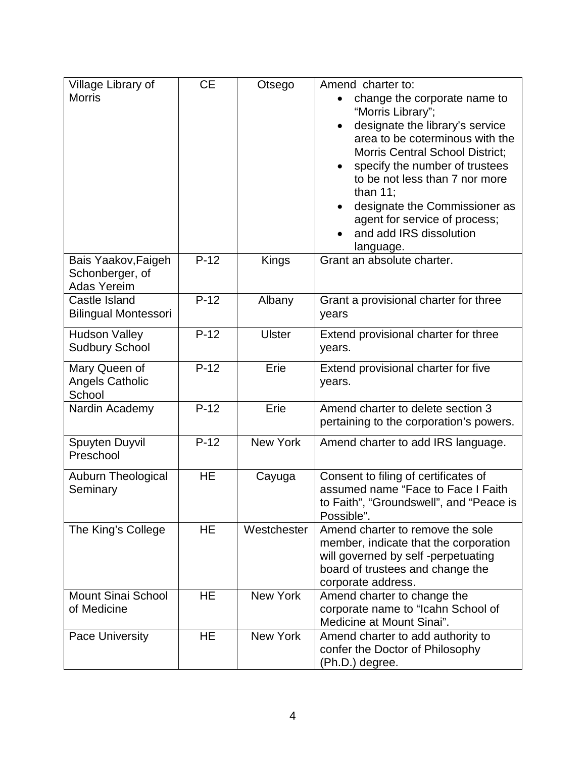| Village Library of Morris | CE | Otsego | Amend charter to:<br>• change the corporate name to "Morris Library";<br>• designate the library's service area to be coterminous with the Morris Central School District;<br>• specify the number of trustees to be not less than 7 nor more than 11;<br>• designate the Commissioner as agent for service of process;<br>• and add IRS dissolution language. |
|---|---|---|---|
| Bais Yaakov,Faigeh Schonberger, of Adas Yereim | P-12 | Kings | Grant an absolute charter. |
| Castle Island Bilingual Montessori | P-12 | Albany | Grant a provisional charter for three years |
| Hudson Valley Sudbury School | P-12 | Ulster | Extend provisional charter for three years. |
| Mary Queen of Angels Catholic School | P-12 | Erie | Extend provisional charter for five years. |
| Nardin Academy | P-12 | Erie | Amend charter to delete section 3 pertaining to the corporation's powers. |
| Spuyten Duyvil Preschool | P-12 | New York | Amend charter to add IRS language. |
| Auburn Theological Seminary | HE | Cayuga | Consent to filing of certificates of assumed name "Face to Face I Faith to Faith", "Groundswell", and "Peace is Possible". |
| The King's College | HE | Westchester | Amend charter to remove the sole member, indicate that the corporation will governed by self -perpetuating board of trustees and change the corporate address. |
| Mount Sinai School of Medicine | HE | New York | Amend charter to change the corporate name to "Icahn School of Medicine at Mount Sinai". |
| Pace University | HE | New York | Amend charter to add authority to confer the Doctor of Philosophy (Ph.D.) degree. |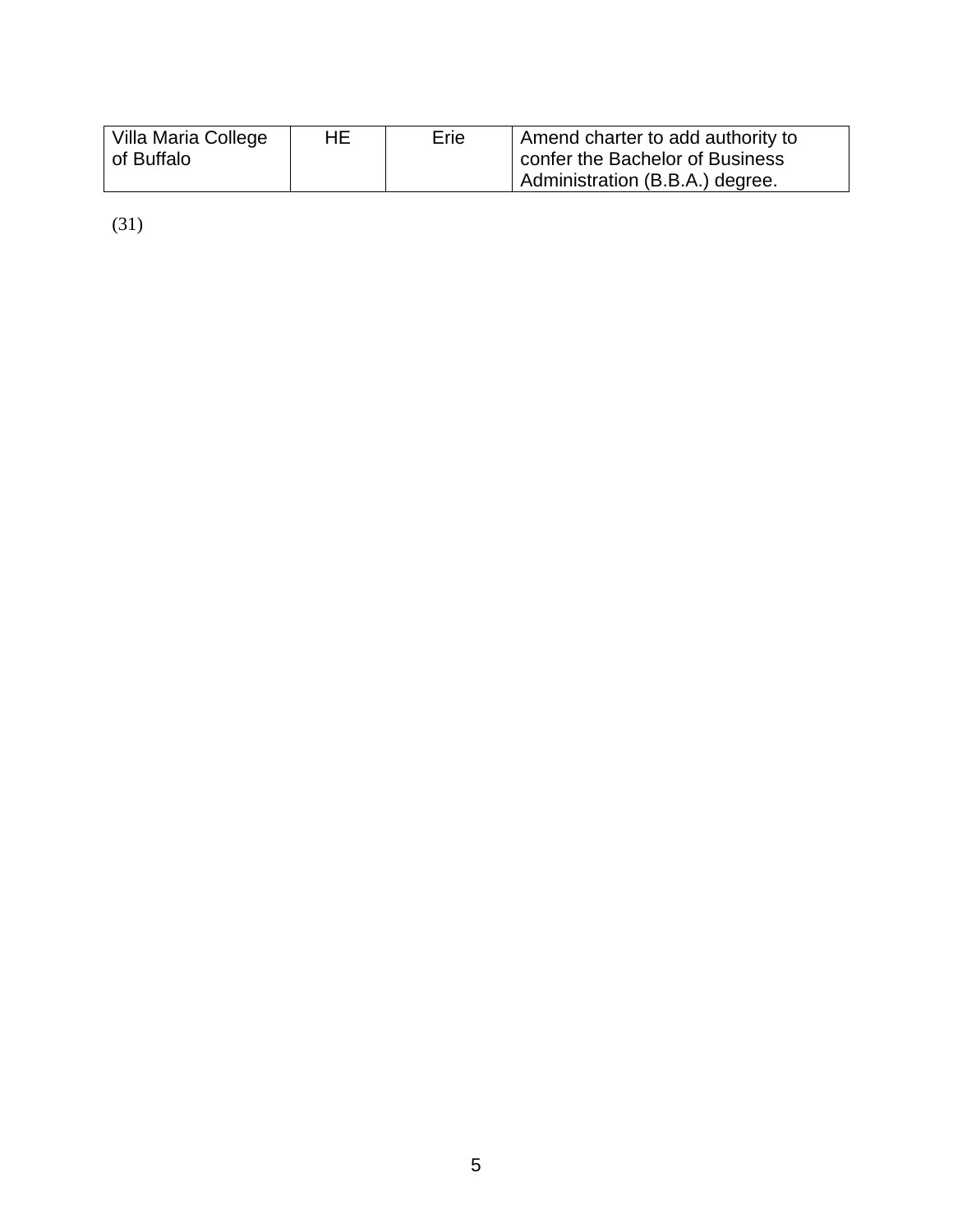| | | | |
|---|---|---|---|
| Villa Maria College of Buffalo | HE | Erie | Amend charter to add authority to confer the Bachelor of Business Administration (B.B.A.) degree. |

(31)